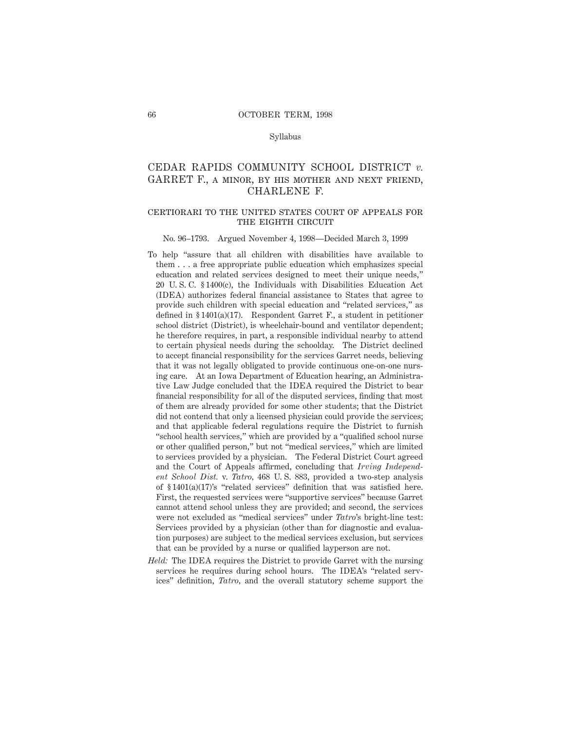# CEDAR RAPIDS COMMUNITY SCHOOL DISTRICT *v.* GARRET F., A MINOR, BY HIS MOTHER AND NEXT FRIEND, CHARLENE F.

## CERTIORARI TO THE UNITED STATES COURT OF APPEALS FOR THE EIGHTH CIRCUIT

No. 96–1793. Argued November 4, 1998—Decided March 3, 1999

To help "assure that all children with disabilities have available to them . . . a free appropriate public education which emphasizes special education and related services designed to meet their unique needs," 20 U. S. C. § 1400(c), the Individuals with Disabilities Education Act (IDEA) authorizes federal financial assistance to States that agree to provide such children with special education and "related services," as defined in § 1401(a)(17). Respondent Garret F., a student in petitioner school district (District), is wheelchair-bound and ventilator dependent; he therefore requires, in part, a responsible individual nearby to attend to certain physical needs during the schoolday. The District declined to accept financial responsibility for the services Garret needs, believing that it was not legally obligated to provide continuous one-on-one nursing care. At an Iowa Department of Education hearing, an Administrative Law Judge concluded that the IDEA required the District to bear financial responsibility for all of the disputed services, finding that most of them are already provided for some other students; that the District did not contend that only a licensed physician could provide the services; and that applicable federal regulations require the District to furnish "school health services," which are provided by a "qualified school nurse or other qualified person," but not "medical services," which are limited to services provided by a physician. The Federal District Court agreed and the Court of Appeals affirmed, concluding that *Irving Independent School Dist.* v. *Tatro*, 468 U. S. 883, provided a two-step analysis of § 1401(a)(17)'s "related services" definition that was satisfied here. First, the requested services were "supportive services" because Garret cannot attend school unless they are provided; and second, the services were not excluded as "medical services" under *Tatro*'s bright-line test: Services provided by a physician (other than for diagnostic and evaluation purposes) are subject to the medical services exclusion, but services that can be provided by a nurse or qualified layperson are not.

*Held:* The IDEA requires the District to provide Garret with the nursing services he requires during school hours. The IDEA's "related services" definition, *Tatro*, and the overall statutory scheme support the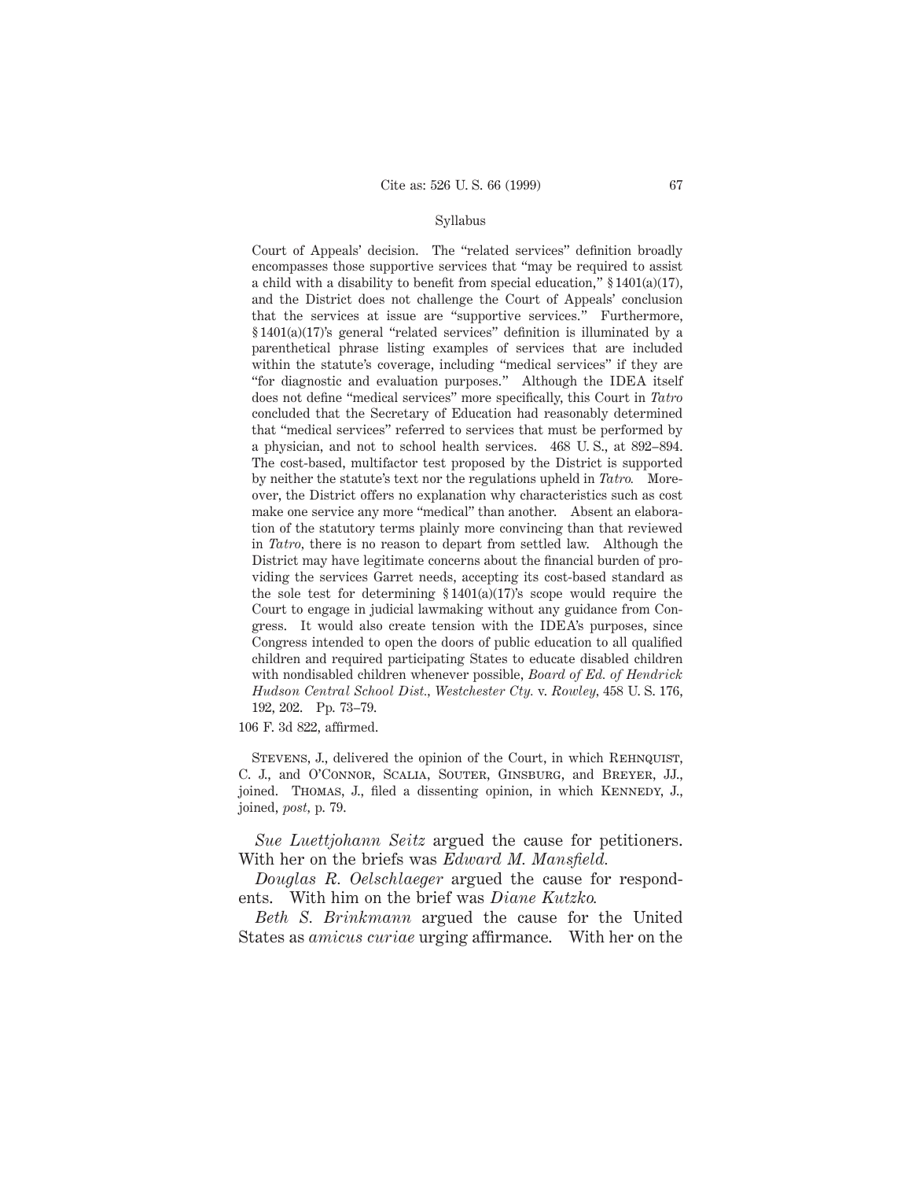Syllabus

Court of Appeals' decision. The "related services" definition broadly encompasses those supportive services that "may be required to assist a child with a disability to benefit from special education," § 1401(a)(17), and the District does not challenge the Court of Appeals' conclusion that the services at issue are "supportive services." Furthermore, § 1401(a)(17)'s general "related services" definition is illuminated by a parenthetical phrase listing examples of services that are included within the statute's coverage, including "medical services" if they are "for diagnostic and evaluation purposes." Although the IDEA itself does not define "medical services" more specifically, this Court in *Tatro* concluded that the Secretary of Education had reasonably determined that "medical services" referred to services that must be performed by a physician, and not to school health services. 468 U. S., at 892–894. The cost-based, multifactor test proposed by the District is supported by neither the statute's text nor the regulations upheld in *Tatro.* Moreover, the District offers no explanation why characteristics such as cost make one service any more "medical" than another. Absent an elaboration of the statutory terms plainly more convincing than that reviewed in *Tatro*, there is no reason to depart from settled law. Although the District may have legitimate concerns about the financial burden of providing the services Garret needs, accepting its cost-based standard as the sole test for determining § 1401(a)(17)'s scope would require the Court to engage in judicial lawmaking without any guidance from Congress. It would also create tension with the IDEA's purposes, since Congress intended to open the doors of public education to all qualified children and required participating States to educate disabled children with nondisabled children whenever possible, *Board of Ed. of Hendrick Hudson Central School Dist., Westchester Cty.* v. *Rowley*, 458 U. S. 176, 192, 202. Pp. 73–79.

106 F. 3d 822, affirmed.

Stevens, J., delivered the opinion of the Court, in which Rehnquist, C. J., and O'Connor, Scalia, Souter, Ginsburg, and Breyer, JJ., joined. Thomas, J., filed a dissenting opinion, in which Kennedy, J., joined, *post,* p. 79.

*Sue Luettjohann Seitz* argued the cause for petitioners. With her on the briefs was *Edward M. Mansfield.*

*Douglas R. Oelschlaeger* argued the cause for respondents. With him on the brief was *Diane Kutzko.*

*Beth S. Brinkmann* argued the cause for the United States as *amicus curiae* urging affirmance. With her on the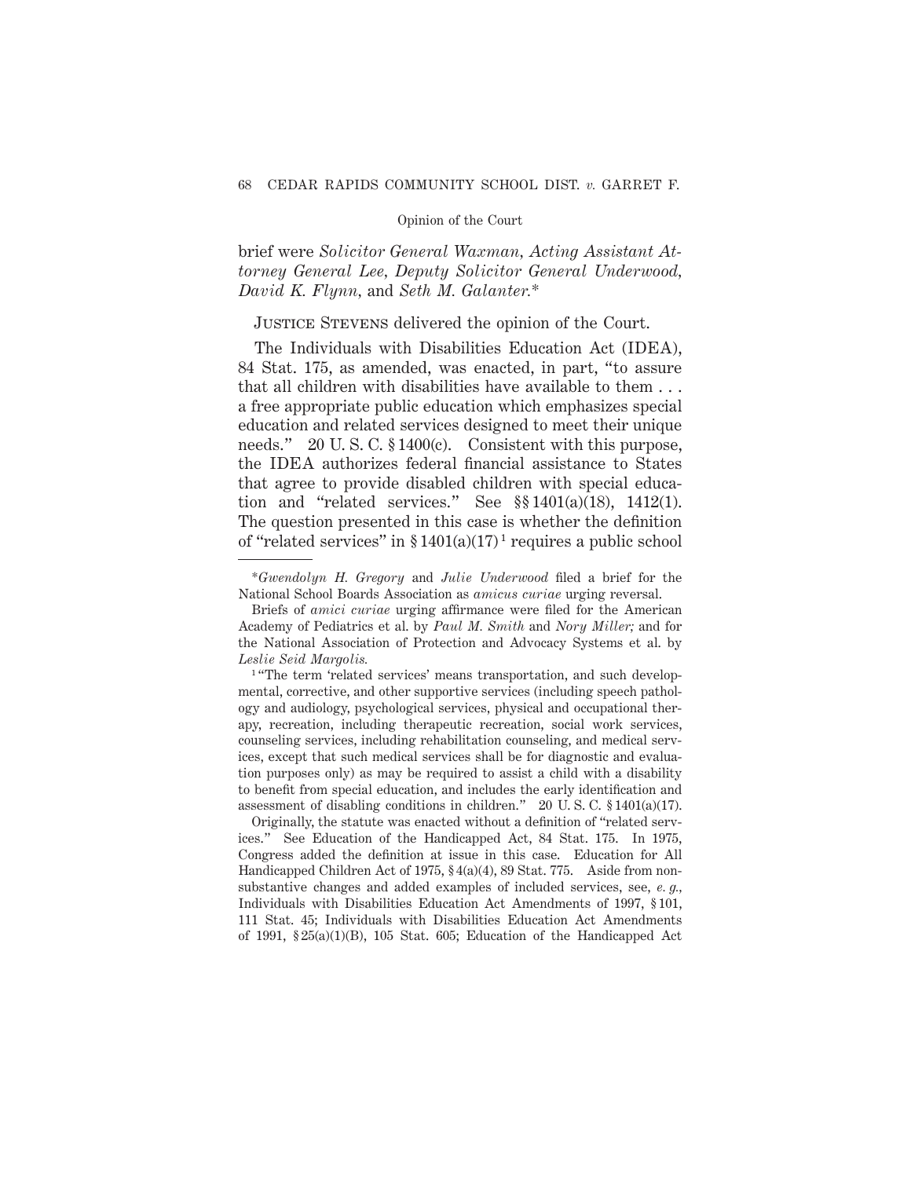brief were *Solicitor General Waxman, Acting Assistant Attorney General Lee, Deputy Solicitor General Underwood, David K. Flynn,* and *Seth M. Galanter.*\*

Justice Stevens delivered the opinion of the Court.

The Individuals with Disabilities Education Act (IDEA), 84 Stat. 175, as amended, was enacted, in part, "to assure that all children with disabilities have available to them . . . a free appropriate public education which emphasizes special education and related services designed to meet their unique needs." 20 U. S. C. § 1400(c). Consistent with this purpose, the IDEA authorizes federal financial assistance to States that agree to provide disabled children with special education and "related services." See §§ 1401(a)(18), 1412(1). The question presented in this case is whether the definition of "related services" in § 1401(a)(17)[1] requires a public school

---

\**Gwendolyn H. Gregory* and *Julie Underwood* filed a brief for the National School Boards Association as *amicus curiae* urging reversal.

Briefs of *amici curiae* urging affirmance were filed for the American Academy of Pediatrics et al. by *Paul M. Smith* and *Nory Miller;* and for the National Association of Protection and Advocacy Systems et al. by *Leslie Seid Margolis.*

[1] "The term 'related services' means transportation, and such developmental, corrective, and other supportive services (including speech pathology and audiology, psychological services, physical and occupational therapy, recreation, including therapeutic recreation, social work services, counseling services, including rehabilitation counseling, and medical services, except that such medical services shall be for diagnostic and evaluation purposes only) as may be required to assist a child with a disability to benefit from special education, and includes the early identification and assessment of disabling conditions in children." 20 U. S. C. § 1401(a)(17).

Originally, the statute was enacted without a definition of "related services." See Education of the Handicapped Act, 84 Stat. 175. In 1975, Congress added the definition at issue in this case. Education for All Handicapped Children Act of 1975, § 4(a)(4), 89 Stat. 775. Aside from nonsubstantive changes and added examples of included services, see, *e. g.*, Individuals with Disabilities Education Act Amendments of 1997, § 101, 111 Stat. 45; Individuals with Disabilities Education Act Amendments of 1991, § 25(a)(1)(B), 105 Stat. 605; Education of the Handicapped Act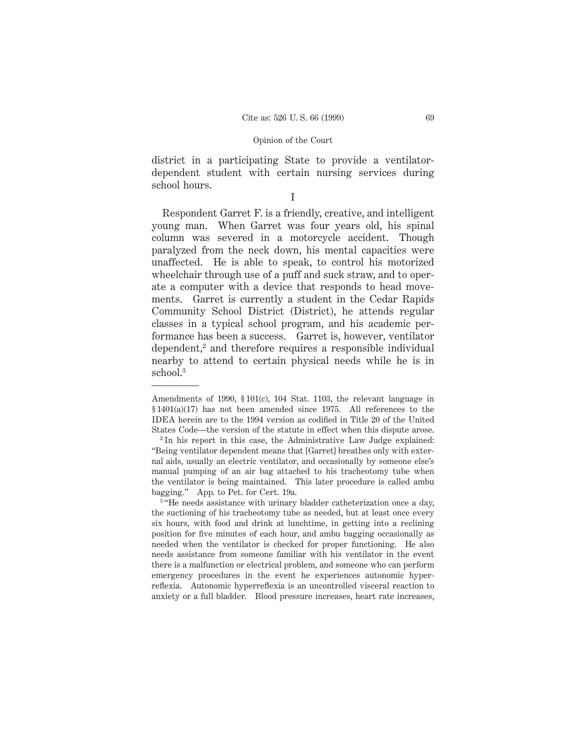district in a participating State to provide a ventilator-dependent student with certain nursing services during school hours.

# I

Respondent Garret F. is a friendly, creative, and intelligent young man. When Garret was four years old, his spinal column was severed in a motorcycle accident. Though paralyzed from the neck down, his mental capacities were unaffected. He is able to speak, to control his motorized wheelchair through use of a puff and suck straw, and to operate a computer with a device that responds to head movements. Garret is currently a student in the Cedar Rapids Community School District (District), he attends regular classes in a typical school program, and his academic performance has been a success. Garret is, however, ventilator dependent,[2] and therefore requires a responsible individual nearby to attend to certain physical needs while he is in school.[3]

---

Amendments of 1990, § 101(c), 104 Stat. 1103, the relevant language in § 1401(a)(17) has not been amended since 1975. All references to the IDEA herein are to the 1994 version as codified in Title 20 of the United States Code—the version of the statute in effect when this dispute arose.

[2] In his report in this case, the Administrative Law Judge explained: "Being ventilator dependent means that [Garret] breathes only with external aids, usually an electric ventilator, and occasionally by someone else's manual pumping of an air bag attached to his tracheotomy tube when the ventilator is being maintained. This later procedure is called ambu bagging." App. to Pet. for Cert. 19a.

[3] "He needs assistance with urinary bladder catheterization once a day, the suctioning of his tracheotomy tube as needed, but at least once every six hours, with food and drink at lunchtime, in getting into a reclining position for five minutes of each hour, and ambu bagging occasionally as needed when the ventilator is checked for proper functioning. He also needs assistance from someone familiar with his ventilator in the event there is a malfunction or electrical problem, and someone who can perform emergency procedures in the event he experiences autonomic hyperreflexia. Autonomic hyperreflexia is an uncontrolled visceral reaction to anxiety or a full bladder. Blood pressure increases, heart rate increases,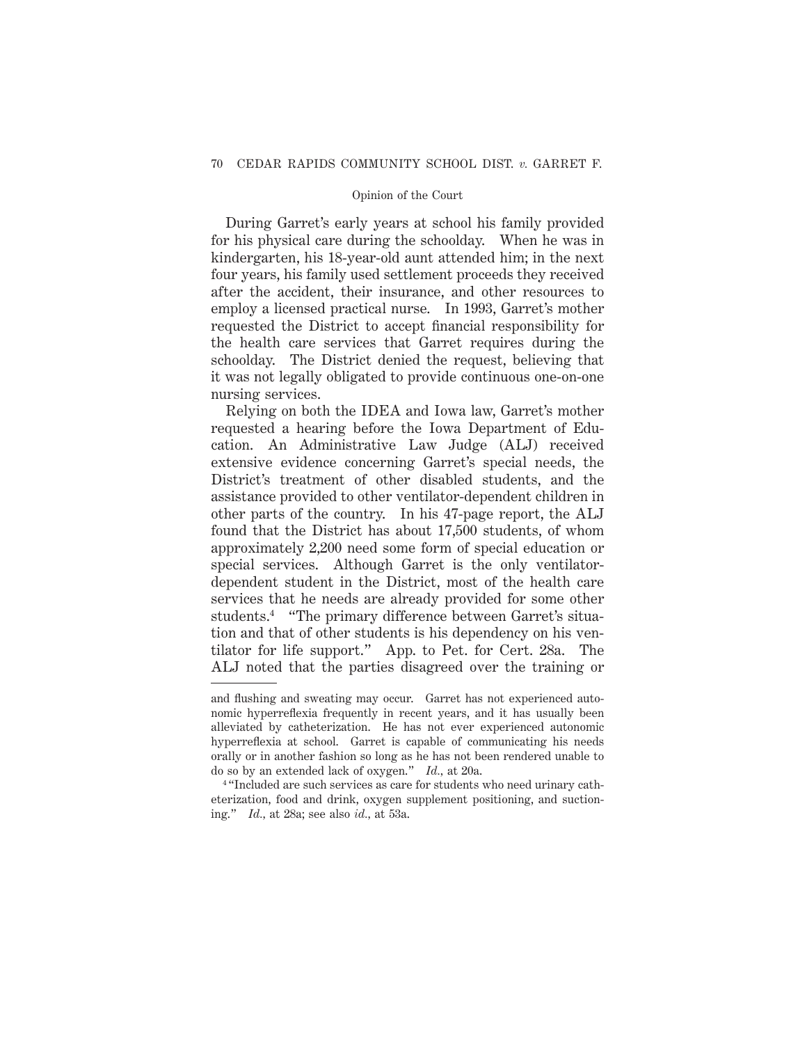During Garret's early years at school his family provided for his physical care during the schoolday. When he was in kindergarten, his 18-year-old aunt attended him; in the next four years, his family used settlement proceeds they received after the accident, their insurance, and other resources to employ a licensed practical nurse. In 1993, Garret's mother requested the District to accept financial responsibility for the health care services that Garret requires during the schoolday. The District denied the request, believing that it was not legally obligated to provide continuous one-on-one nursing services.

Relying on both the IDEA and Iowa law, Garret's mother requested a hearing before the Iowa Department of Education. An Administrative Law Judge (ALJ) received extensive evidence concerning Garret's special needs, the District's treatment of other disabled students, and the assistance provided to other ventilator-dependent children in other parts of the country. In his 47-page report, the ALJ found that the District has about 17,500 students, of whom approximately 2,200 need some form of special education or special services. Although Garret is the only ventilator-dependent student in the District, most of the health care services that he needs are already provided for some other students.[4] "The primary difference between Garret's situation and that of other students is his dependency on his ventilator for life support." App. to Pet. for Cert. 28a. The ALJ noted that the parties disagreed over the training or

---

and flushing and sweating may occur. Garret has not experienced autonomic hyperreflexia frequently in recent years, and it has usually been alleviated by catheterization. He has not ever experienced autonomic hyperreflexia at school. Garret is capable of communicating his needs orally or in another fashion so long as he has not been rendered unable to do so by an extended lack of oxygen." *Id.*, at 20a.

[4] "Included are such services as care for students who need urinary catheterization, food and drink, oxygen supplement positioning, and suctioning." *Id.,* at 28a; see also *id.*, at 53a.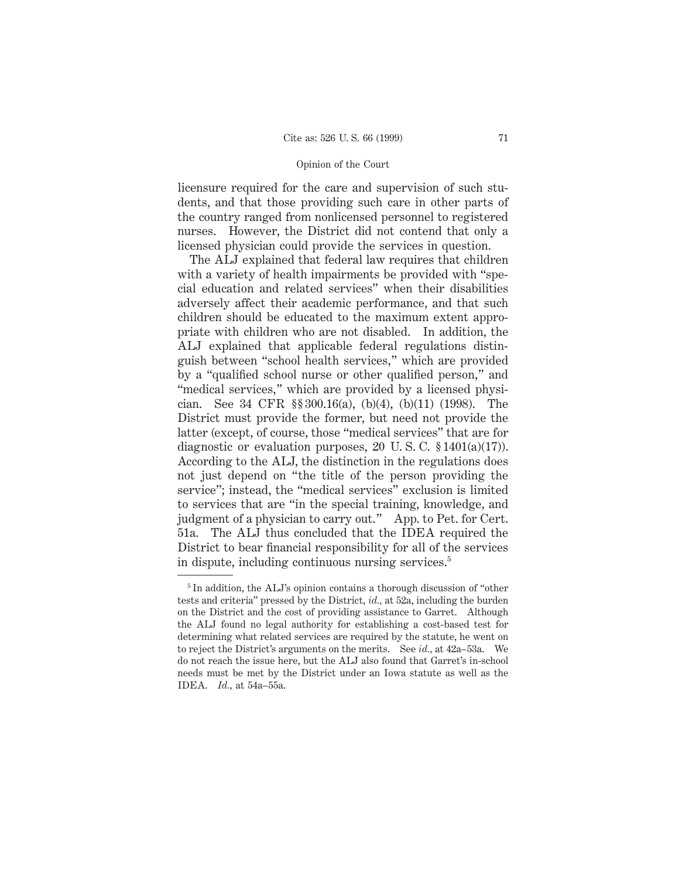licensure required for the care and supervision of such students, and that those providing such care in other parts of the country ranged from nonlicensed personnel to registered nurses. However, the District did not contend that only a licensed physician could provide the services in question.

The ALJ explained that federal law requires that children with a variety of health impairments be provided with "special education and related services" when their disabilities adversely affect their academic performance, and that such children should be educated to the maximum extent appropriate with children who are not disabled. In addition, the ALJ explained that applicable federal regulations distinguish between "school health services," which are provided by a "qualified school nurse or other qualified person," and "medical services," which are provided by a licensed physician. See 34 CFR §§ 300.16(a), (b)(4), (b)(11) (1998). The District must provide the former, but need not provide the latter (except, of course, those "medical services" that are for diagnostic or evaluation purposes, 20 U. S. C. § 1401(a)(17)). According to the ALJ, the distinction in the regulations does not just depend on "the title of the person providing the service"; instead, the "medical services" exclusion is limited to services that are "in the special training, knowledge, and judgment of a physician to carry out." App. to Pet. for Cert. 51a. The ALJ thus concluded that the IDEA required the District to bear financial responsibility for all of the services in dispute, including continuous nursing services.[5]

---

[5] In addition, the ALJ's opinion contains a thorough discussion of "other tests and criteria" pressed by the District, *id.*, at 52a, including the burden on the District and the cost of providing assistance to Garret. Although the ALJ found no legal authority for establishing a cost-based test for determining what related services are required by the statute, he went on to reject the District's arguments on the merits. See *id.*, at 42a–53a. We do not reach the issue here, but the ALJ also found that Garret's in-school needs must be met by the District under an Iowa statute as well as the IDEA. *Id.*, at 54a–55a.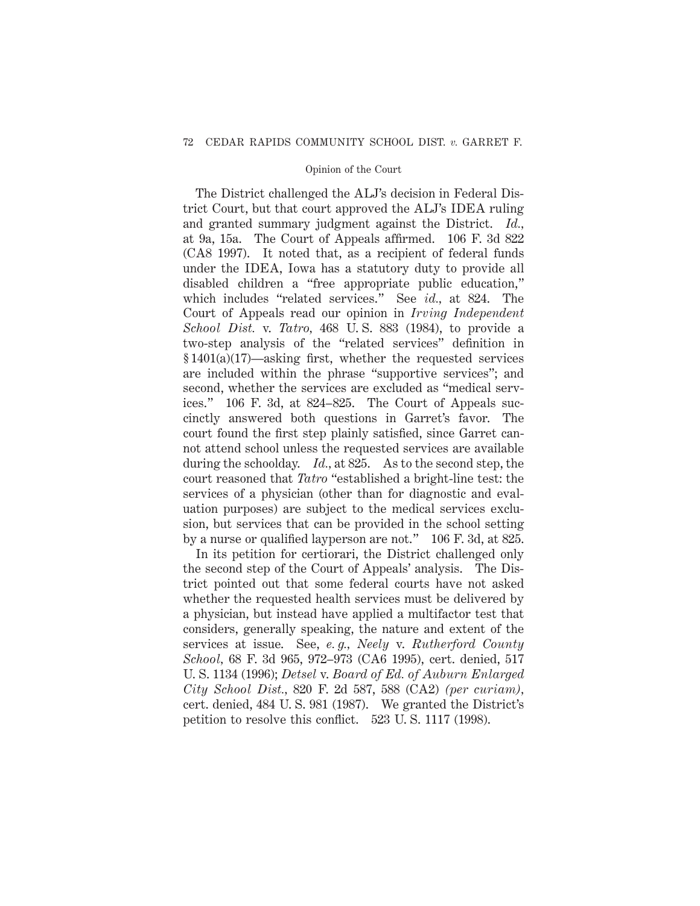The District challenged the ALJ's decision in Federal District Court, but that court approved the ALJ's IDEA ruling and granted summary judgment against the District. *Id.,* at 9a, 15a. The Court of Appeals affirmed. 106 F. 3d 822 (CA8 1997). It noted that, as a recipient of federal funds under the IDEA, Iowa has a statutory duty to provide all disabled children a "free appropriate public education," which includes "related services." See *id.*, at 824. The Court of Appeals read our opinion in *Irving Independent School Dist.* v. *Tatro,* 468 U. S. 883 (1984), to provide a two-step analysis of the "related services" definition in § 1401(a)(17)—asking first, whether the requested services are included within the phrase "supportive services"; and second, whether the services are excluded as "medical services." 106 F. 3d, at 824–825. The Court of Appeals succinctly answered both questions in Garret's favor. The court found the first step plainly satisfied, since Garret cannot attend school unless the requested services are available during the schoolday. *Id.,* at 825. As to the second step, the court reasoned that *Tatro* "established a bright-line test: the services of a physician (other than for diagnostic and evaluation purposes) are subject to the medical services exclusion, but services that can be provided in the school setting by a nurse or qualified layperson are not." 106 F. 3d, at 825.

In its petition for certiorari, the District challenged only the second step of the Court of Appeals' analysis. The District pointed out that some federal courts have not asked whether the requested health services must be delivered by a physician, but instead have applied a multifactor test that considers, generally speaking, the nature and extent of the services at issue. See, *e. g., Neely* v. *Rutherford County School,* 68 F. 3d 965, 972–973 (CA6 1995), cert. denied, 517 U. S. 1134 (1996); *Detsel* v. *Board of Ed. of Auburn Enlarged City School Dist.,* 820 F. 2d 587, 588 (CA2) *(per curiam),* cert. denied, 484 U. S. 981 (1987). We granted the District's petition to resolve this conflict. 523 U. S. 1117 (1998).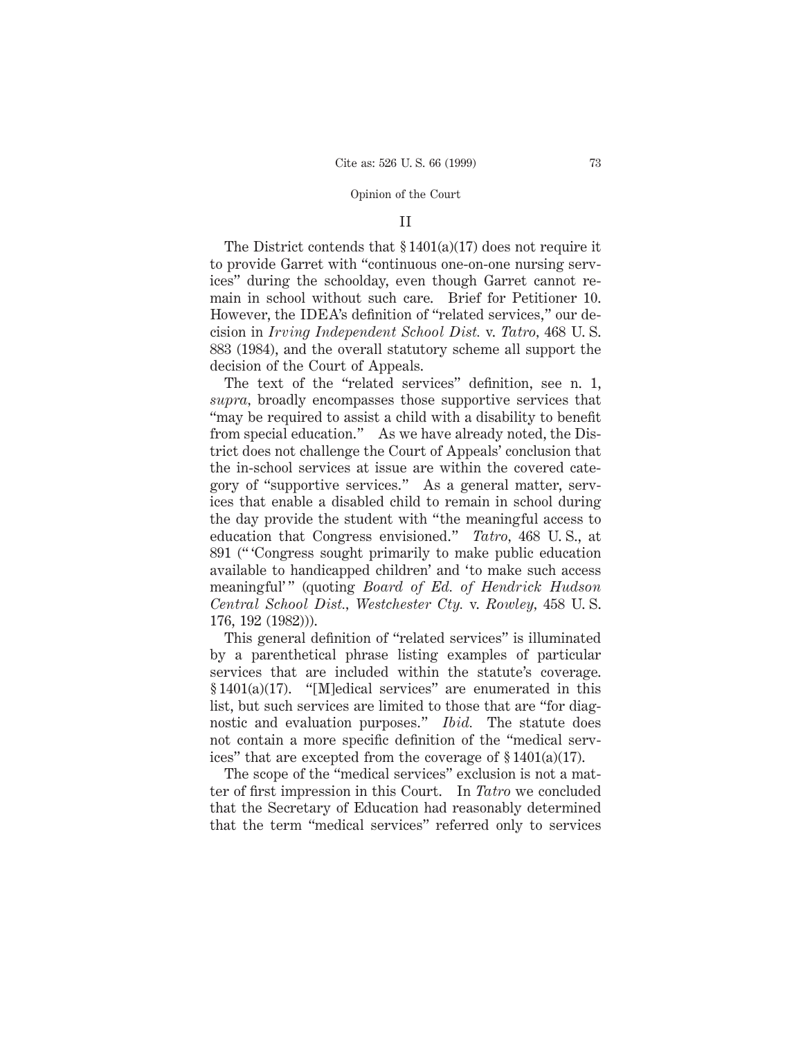## II

The District contends that § 1401(a)(17) does not require it to provide Garret with "continuous one-on-one nursing services" during the schoolday, even though Garret cannot remain in school without such care. Brief for Petitioner 10. However, the IDEA's definition of "related services," our decision in *Irving Independent School Dist.* v. *Tatro*, 468 U. S. 883 (1984), and the overall statutory scheme all support the decision of the Court of Appeals.

The text of the "related services" definition, see n. 1, *supra*, broadly encompasses those supportive services that "may be required to assist a child with a disability to benefit from special education." As we have already noted, the District does not challenge the Court of Appeals' conclusion that the in-school services at issue are within the covered category of "supportive services." As a general matter, services that enable a disabled child to remain in school during the day provide the student with "the meaningful access to education that Congress envisioned." *Tatro*, 468 U. S., at 891 ("'Congress sought primarily to make public education available to handicapped children' and 'to make such access meaningful'" (quoting *Board of Ed. of Hendrick Hudson Central School Dist., Westchester Cty.* v. *Rowley*, 458 U. S. 176, 192 (1982))).

This general definition of "related services" is illuminated by a parenthetical phrase listing examples of particular services that are included within the statute's coverage. § 1401(a)(17). "[M]edical services" are enumerated in this list, but such services are limited to those that are "for diagnostic and evaluation purposes." *Ibid.* The statute does not contain a more specific definition of the "medical services" that are excepted from the coverage of § 1401(a)(17).

The scope of the "medical services" exclusion is not a matter of first impression in this Court. In *Tatro* we concluded that the Secretary of Education had reasonably determined that the term "medical services" referred only to services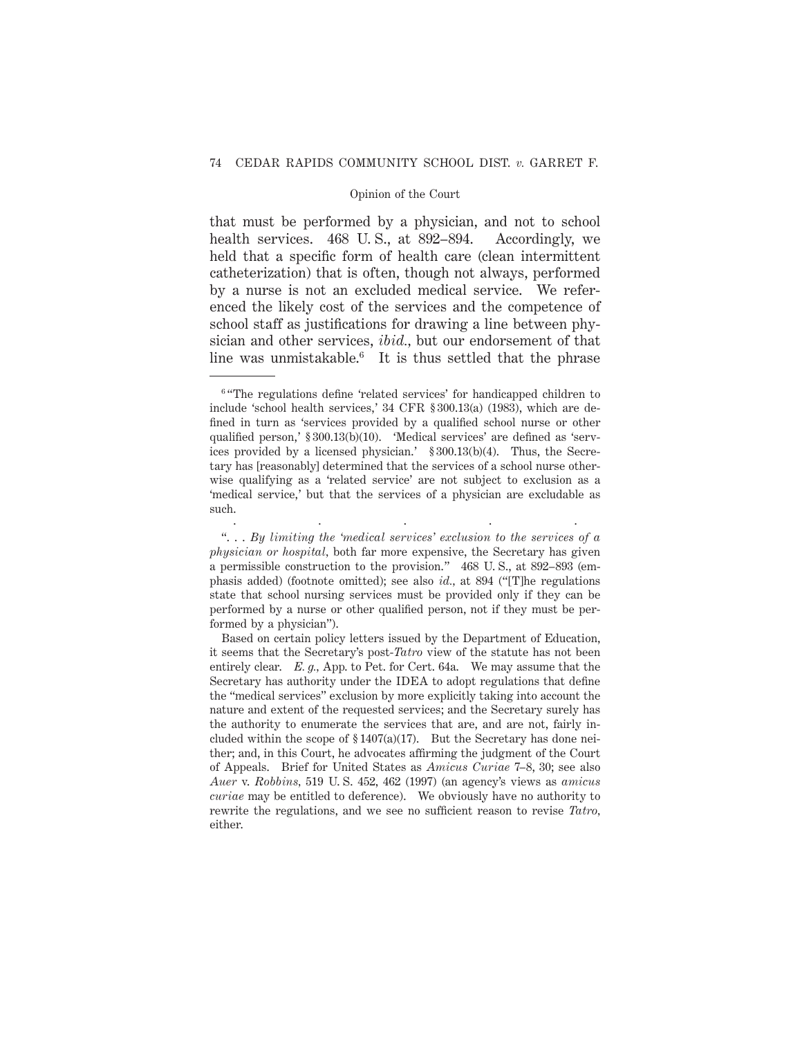that must be performed by a physician, and not to school health services. 468 U. S., at 892–894. Accordingly, we held that a specific form of health care (clean intermittent catheterization) that is often, though not always, performed by a nurse is not an excluded medical service. We referenced the likely cost of the services and the competence of school staff as justifications for drawing a line between physician and other services, *ibid.*, but our endorsement of that line was unmistakable.[6] It is thus settled that the phrase

---

[6] "The regulations define 'related services' for handicapped children to include 'school health services,' 34 CFR § 300.13(a) (1983), which are defined in turn as 'services provided by a qualified school nurse or other qualified person,' § 300.13(b)(10). 'Medical services' are defined as 'services provided by a licensed physician.' § 300.13(b)(4). Thus, the Secretary has [reasonably] determined that the services of a school nurse otherwise qualifying as a 'related service' are not subject to exclusion as a 'medical service,' but that the services of a physician are excludable as such.

. . . . .

". . . *By limiting the 'medical services' exclusion to the services of a physician or hospital*, both far more expensive, the Secretary has given a permissible construction to the provision." 468 U. S., at 892–893 (emphasis added) (footnote omitted); see also *id.*, at 894 ("[T]he regulations state that school nursing services must be provided only if they can be performed by a nurse or other qualified person, not if they must be performed by a physician").

Based on certain policy letters issued by the Department of Education, it seems that the Secretary's post-*Tatro* view of the statute has not been entirely clear. *E. g.*, App. to Pet. for Cert. 64a. We may assume that the Secretary has authority under the IDEA to adopt regulations that define the "medical services" exclusion by more explicitly taking into account the nature and extent of the requested services; and the Secretary surely has the authority to enumerate the services that are, and are not, fairly included within the scope of § 1407(a)(17). But the Secretary has done neither; and, in this Court, he advocates affirming the judgment of the Court of Appeals. Brief for United States as *Amicus Curiae* 7–8, 30; see also *Auer* v. *Robbins*, 519 U. S. 452, 462 (1997) (an agency's views as *amicus curiae* may be entitled to deference). We obviously have no authority to rewrite the regulations, and we see no sufficient reason to revise *Tatro*, either.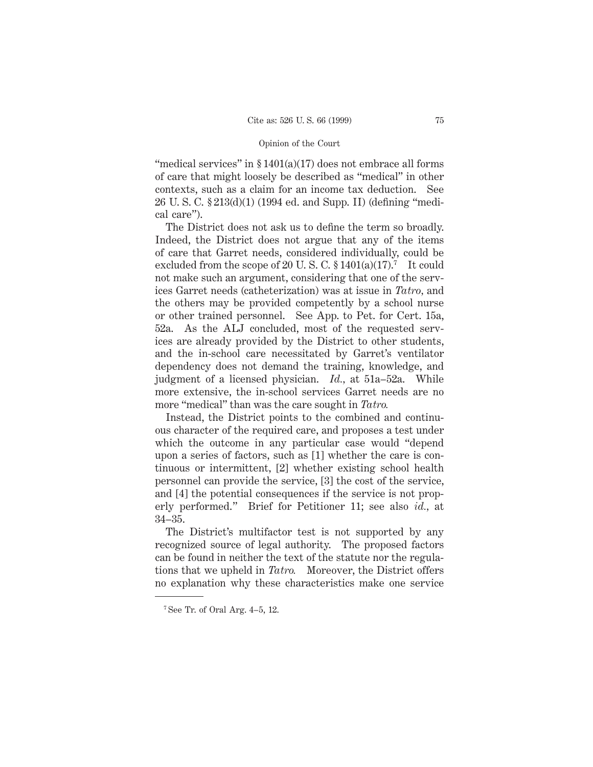"medical services" in § 1401(a)(17) does not embrace all forms of care that might loosely be described as "medical" in other contexts, such as a claim for an income tax deduction. See 26 U. S. C. § 213(d)(1) (1994 ed. and Supp. II) (defining "medical care").

The District does not ask us to define the term so broadly. Indeed, the District does not argue that any of the items of care that Garret needs, considered individually, could be excluded from the scope of 20 U. S. C. § 1401(a)(17).[7] It could not make such an argument, considering that one of the services Garret needs (catheterization) was at issue in *Tatro*, and the others may be provided competently by a school nurse or other trained personnel. See App. to Pet. for Cert. 15a, 52a. As the ALJ concluded, most of the requested services are already provided by the District to other students, and the in-school care necessitated by Garret's ventilator dependency does not demand the training, knowledge, and judgment of a licensed physician. *Id.*, at 51a–52a. While more extensive, the in-school services Garret needs are no more "medical" than was the care sought in *Tatro*.

Instead, the District points to the combined and continuous character of the required care, and proposes a test under which the outcome in any particular case would "depend upon a series of factors, such as [1] whether the care is continuous or intermittent, [2] whether existing school health personnel can provide the service, [3] the cost of the service, and [4] the potential consequences if the service is not properly performed." Brief for Petitioner 11; see also *id.*, at 34–35.

The District's multifactor test is not supported by any recognized source of legal authority. The proposed factors can be found in neither the text of the statute nor the regulations that we upheld in *Tatro*. Moreover, the District offers no explanation why these characteristics make one service

---

[7] See Tr. of Oral Arg. 4–5, 12.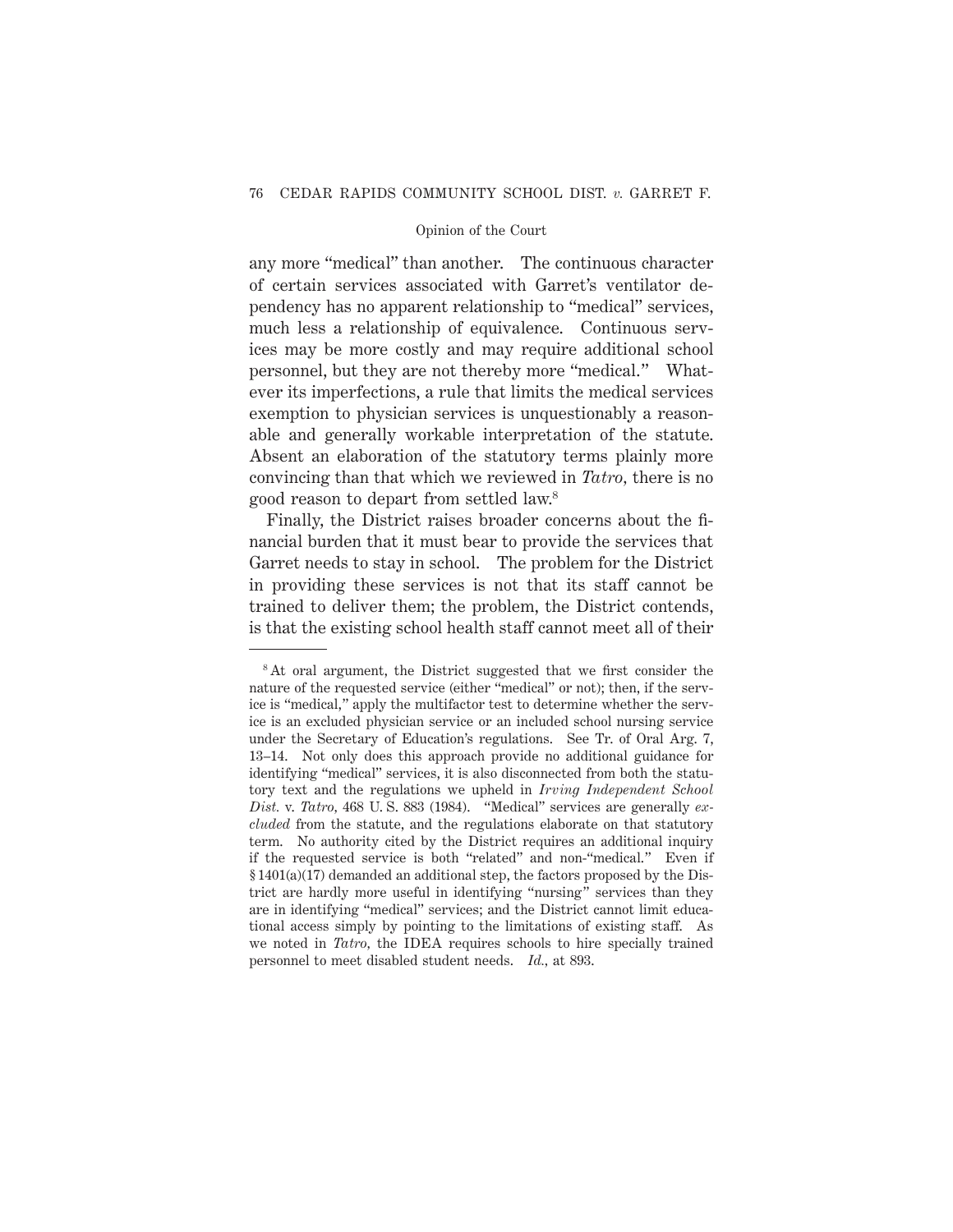any more "medical" than another. The continuous character of certain services associated with Garret's ventilator dependency has no apparent relationship to "medical" services, much less a relationship of equivalence. Continuous services may be more costly and may require additional school personnel, but they are not thereby more "medical." Whatever its imperfections, a rule that limits the medical services exemption to physician services is unquestionably a reasonable and generally workable interpretation of the statute. Absent an elaboration of the statutory terms plainly more convincing than that which we reviewed in *Tatro*, there is no good reason to depart from settled law.[8]

Finally, the District raises broader concerns about the financial burden that it must bear to provide the services that Garret needs to stay in school. The problem for the District in providing these services is not that its staff cannot be trained to deliver them; the problem, the District contends, is that the existing school health staff cannot meet all of their

---

[8] At oral argument, the District suggested that we first consider the nature of the requested service (either "medical" or not); then, if the service is "medical," apply the multifactor test to determine whether the service is an excluded physician service or an included school nursing service under the Secretary of Education's regulations. See Tr. of Oral Arg. 7, 13–14. Not only does this approach provide no additional guidance for identifying "medical" services, it is also disconnected from both the statutory text and the regulations we upheld in *Irving Independent School Dist.* v. *Tatro*, 468 U. S. 883 (1984). "Medical" services are generally *excluded* from the statute, and the regulations elaborate on that statutory term. No authority cited by the District requires an additional inquiry if the requested service is both "related" and non-"medical." Even if § 1401(a)(17) demanded an additional step, the factors proposed by the District are hardly more useful in identifying "nursing" services than they are in identifying "medical" services; and the District cannot limit educational access simply by pointing to the limitations of existing staff. As we noted in *Tatro*, the IDEA requires schools to hire specially trained personnel to meet disabled student needs. *Id.*, at 893.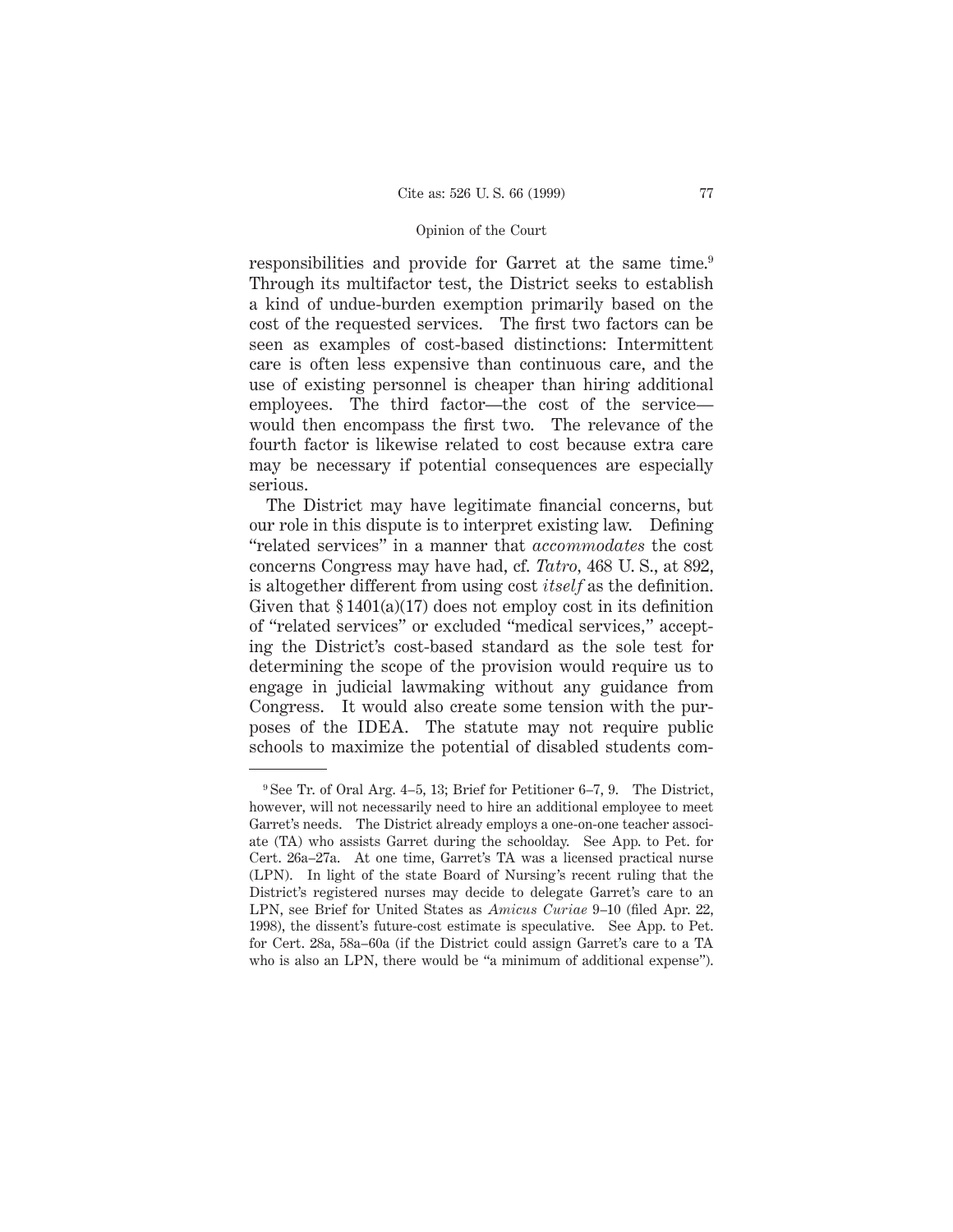responsibilities and provide for Garret at the same time.[9] Through its multifactor test, the District seeks to establish a kind of undue-burden exemption primarily based on the cost of the requested services. The first two factors can be seen as examples of cost-based distinctions: Intermittent care is often less expensive than continuous care, and the use of existing personnel is cheaper than hiring additional employees. The third factor—the cost of the service—would then encompass the first two. The relevance of the fourth factor is likewise related to cost because extra care may be necessary if potential consequences are especially serious.

The District may have legitimate financial concerns, but our role in this dispute is to interpret existing law. Defining "related services" in a manner that *accommodates* the cost concerns Congress may have had, cf. *Tatro*, 468 U. S., at 892, is altogether different from using cost *itself* as the definition. Given that § 1401(a)(17) does not employ cost in its definition of "related services" or excluded "medical services," accepting the District's cost-based standard as the sole test for determining the scope of the provision would require us to engage in judicial lawmaking without any guidance from Congress. It would also create some tension with the purposes of the IDEA. The statute may not require public schools to maximize the potential of disabled students com-

---

[9] See Tr. of Oral Arg. 4–5, 13; Brief for Petitioner 6–7, 9. The District, however, will not necessarily need to hire an additional employee to meet Garret's needs. The District already employs a one-on-one teacher associate (TA) who assists Garret during the schoolday. See App. to Pet. for Cert. 26a–27a. At one time, Garret's TA was a licensed practical nurse (LPN). In light of the state Board of Nursing's recent ruling that the District's registered nurses may decide to delegate Garret's care to an LPN, see Brief for United States as *Amicus Curiae* 9–10 (filed Apr. 22, 1998), the dissent's future-cost estimate is speculative. See App. to Pet. for Cert. 28a, 58a–60a (if the District could assign Garret's care to a TA who is also an LPN, there would be "a minimum of additional expense").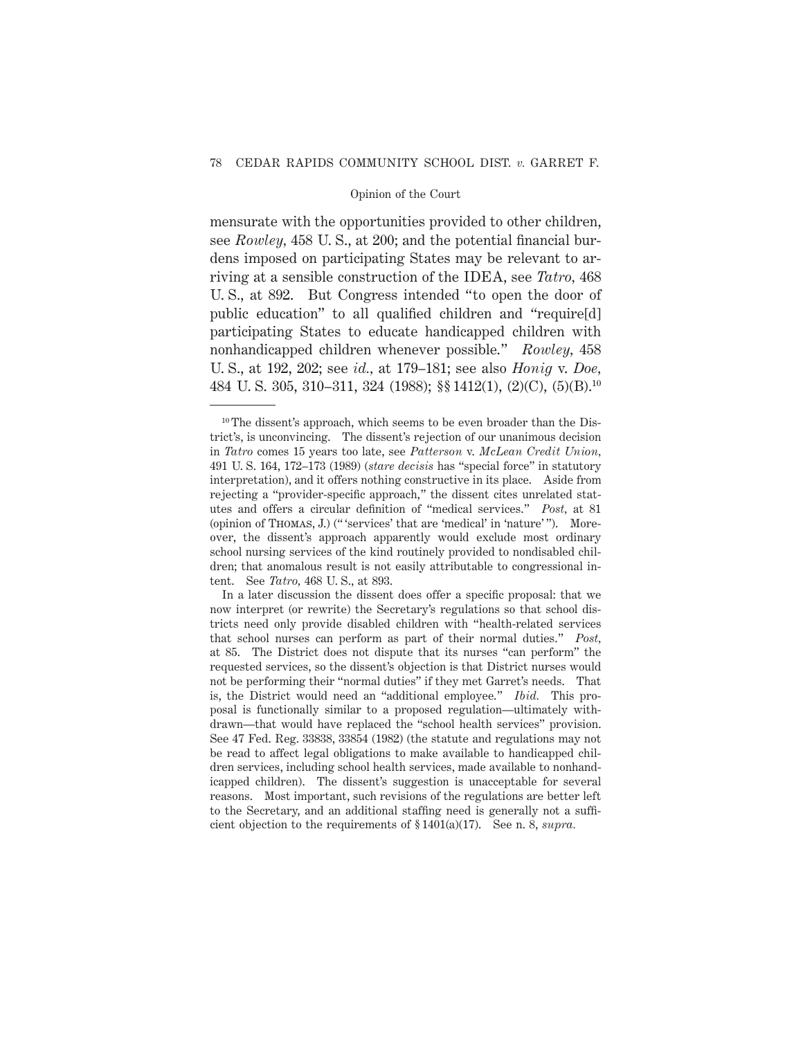mensurate with the opportunities provided to other children, see *Rowley*, 458 U. S., at 200; and the potential financial burdens imposed on participating States may be relevant to arriving at a sensible construction of the IDEA, see *Tatro*, 468 U. S., at 892. But Congress intended "to open the door of public education" to all qualified children and "require[d] participating States to educate handicapped children with nonhandicapped children whenever possible." *Rowley*, 458 U. S., at 192, 202; see *id.*, at 179–181; see also *Honig* v. *Doe*, 484 U. S. 305, 310–311, 324 (1988); §§ 1412(1), (2)(C), (5)(B).[10]

---

[10] The dissent's approach, which seems to be even broader than the District's, is unconvincing. The dissent's rejection of our unanimous decision in *Tatro* comes 15 years too late, see *Patterson* v. *McLean Credit Union*, 491 U. S. 164, 172–173 (1989) (*stare decisis* has "special force" in statutory interpretation), and it offers nothing constructive in its place. Aside from rejecting a "provider-specific approach," the dissent cites unrelated statutes and offers a circular definition of "medical services." *Post*, at 81 (opinion of THOMAS, J.) ("'services' that are 'medical' in 'nature'"). Moreover, the dissent's approach apparently would exclude most ordinary school nursing services of the kind routinely provided to nondisabled children; that anomalous result is not easily attributable to congressional intent. See *Tatro*, 468 U. S., at 893.

In a later discussion the dissent does offer a specific proposal: that we now interpret (or rewrite) the Secretary's regulations so that school districts need only provide disabled children with "health-related services that school nurses can perform as part of their normal duties." *Post*, at 85. The District does not dispute that its nurses "can perform" the requested services, so the dissent's objection is that District nurses would not be performing their "normal duties" if they met Garret's needs. That is, the District would need an "additional employee." *Ibid.* This proposal is functionally similar to a proposed regulation—ultimately withdrawn—that would have replaced the "school health services" provision. See 47 Fed. Reg. 33838, 33854 (1982) (the statute and regulations may not be read to affect legal obligations to make available to handicapped children services, including school health services, made available to nonhandicapped children). The dissent's suggestion is unacceptable for several reasons. Most important, such revisions of the regulations are better left to the Secretary, and an additional staffing need is generally not a sufficient objection to the requirements of § 1401(a)(17). See n. 8, *supra.*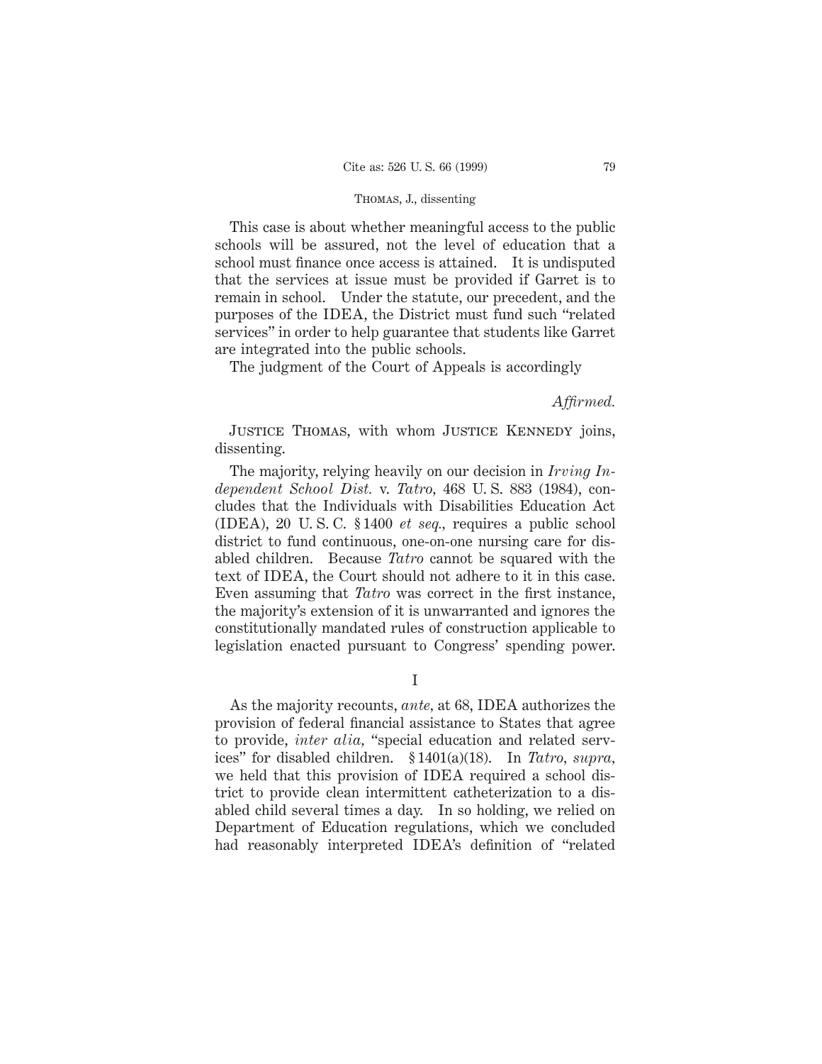This case is about whether meaningful access to the public schools will be assured, not the level of education that a school must finance once access is attained. It is undisputed that the services at issue must be provided if Garret is to remain in school. Under the statute, our precedent, and the purposes of the IDEA, the District must fund such "related services" in order to help guarantee that students like Garret are integrated into the public schools.

The judgment of the Court of Appeals is accordingly

*Affirmed.*

Justice Thomas, with whom Justice Kennedy joins, dissenting.

The majority, relying heavily on our decision in *Irving Independent School Dist.* v. *Tatro*, 468 U. S. 883 (1984), concludes that the Individuals with Disabilities Education Act (IDEA), 20 U. S. C. § 1400 *et seq.*, requires a public school district to fund continuous, one-on-one nursing care for disabled children. Because *Tatro* cannot be squared with the text of IDEA, the Court should not adhere to it in this case. Even assuming that *Tatro* was correct in the first instance, the majority's extension of it is unwarranted and ignores the constitutionally mandated rules of construction applicable to legislation enacted pursuant to Congress' spending power.

## I

As the majority recounts, *ante*, at 68, IDEA authorizes the provision of federal financial assistance to States that agree to provide, *inter alia*, "special education and related services" for disabled children. § 1401(a)(18). In *Tatro*, *supra*, we held that this provision of IDEA required a school district to provide clean intermittent catheterization to a disabled child several times a day. In so holding, we relied on Department of Education regulations, which we concluded had reasonably interpreted IDEA's definition of "related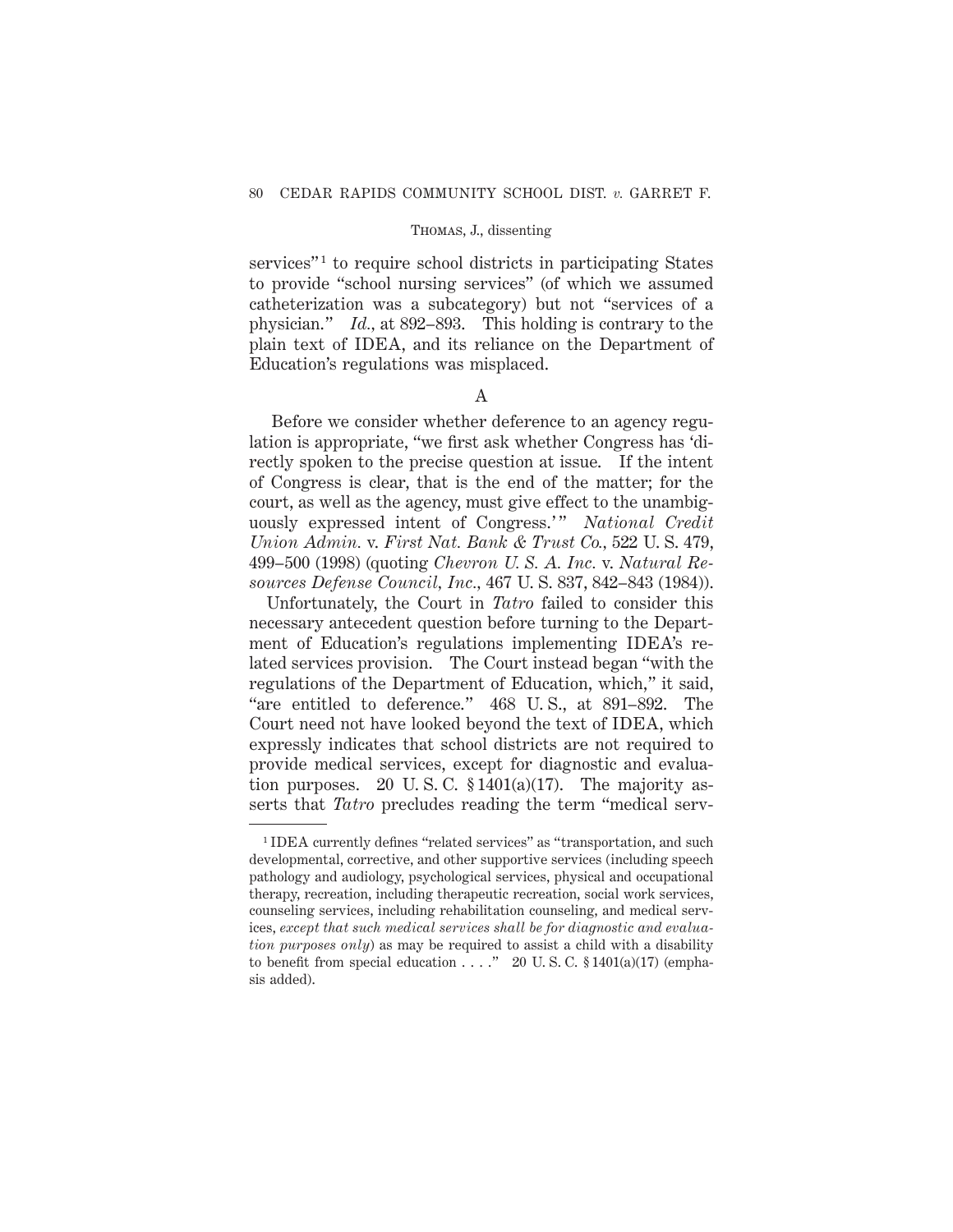services"[1] to require school districts in participating States to provide "school nursing services" (of which we assumed catheterization was a subcategory) but not "services of a physician." *Id.*, at 892–893. This holding is contrary to the plain text of IDEA, and its reliance on the Department of Education's regulations was misplaced.

A

Before we consider whether deference to an agency regulation is appropriate, "we first ask whether Congress has 'directly spoken to the precise question at issue. If the intent of Congress is clear, that is the end of the matter; for the court, as well as the agency, must give effect to the unambiguously expressed intent of Congress.'" *National Credit Union Admin.* v. *First Nat. Bank & Trust Co.*, 522 U. S. 479, 499–500 (1998) (quoting *Chevron U. S. A. Inc.* v. *Natural Resources Defense Council, Inc.*, 467 U. S. 837, 842–843 (1984)).

Unfortunately, the Court in *Tatro* failed to consider this necessary antecedent question before turning to the Department of Education's regulations implementing IDEA's related services provision. The Court instead began "with the regulations of the Department of Education, which," it said, "are entitled to deference." 468 U. S., at 891–892. The Court need not have looked beyond the text of IDEA, which expressly indicates that school districts are not required to provide medical services, except for diagnostic and evaluation purposes. 20 U. S. C. § 1401(a)(17). The majority asserts that *Tatro* precludes reading the term "medical serv-

[1] IDEA currently defines "related services" as "transportation, and such developmental, corrective, and other supportive services (including speech pathology and audiology, psychological services, physical and occupational therapy, recreation, including therapeutic recreation, social work services, counseling services, including rehabilitation counseling, and medical services, *except that such medical services shall be for diagnostic and evaluation purposes only*) as may be required to assist a child with a disability to benefit from special education . . . ." 20 U. S. C. § 1401(a)(17) (emphasis added).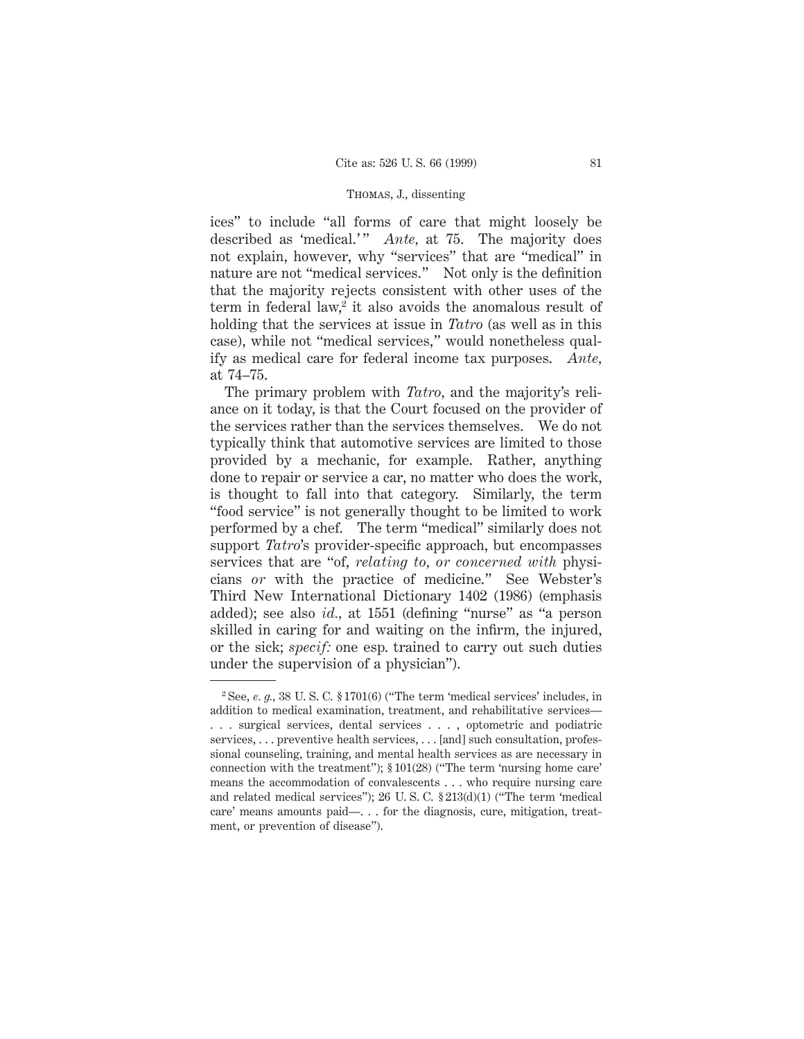ices" to include "all forms of care that might loosely be described as 'medical.'" *Ante*, at 75. The majority does not explain, however, why "services" that are "medical" in nature are not "medical services." Not only is the definition that the majority rejects consistent with other uses of the term in federal law,[2] it also avoids the anomalous result of holding that the services at issue in *Tatro* (as well as in this case), while not "medical services," would nonetheless qualify as medical care for federal income tax purposes. *Ante*, at 74–75.

The primary problem with *Tatro*, and the majority's reliance on it today, is that the Court focused on the provider of the services rather than the services themselves. We do not typically think that automotive services are limited to those provided by a mechanic, for example. Rather, anything done to repair or service a car, no matter who does the work, is thought to fall into that category. Similarly, the term "food service" is not generally thought to be limited to work performed by a chef. The term "medical" similarly does not support *Tatro*'s provider-specific approach, but encompasses services that are "of, *relating to, or concerned with* physicians *or* with the practice of medicine." See Webster's Third New International Dictionary 1402 (1986) (emphasis added); see also *id.*, at 1551 (defining "nurse" as "a person skilled in caring for and waiting on the infirm, the injured, or the sick; *specif:* one esp. trained to carry out such duties under the supervision of a physician").

---

[2] See, *e. g.*, 38 U. S. C. § 1701(6) ("The term 'medical services' includes, in addition to medical examination, treatment, and rehabilitative services— . . . surgical services, dental services . . . , optometric and podiatric services, . . . preventive health services, . . . [and] such consultation, professional counseling, training, and mental health services as are necessary in connection with the treatment"); § 101(28) ("The term 'nursing home care' means the accommodation of convalescents . . . who require nursing care and related medical services"); 26 U. S. C. § 213(d)(1) ("The term 'medical care' means amounts paid—. . . for the diagnosis, cure, mitigation, treatment, or prevention of disease").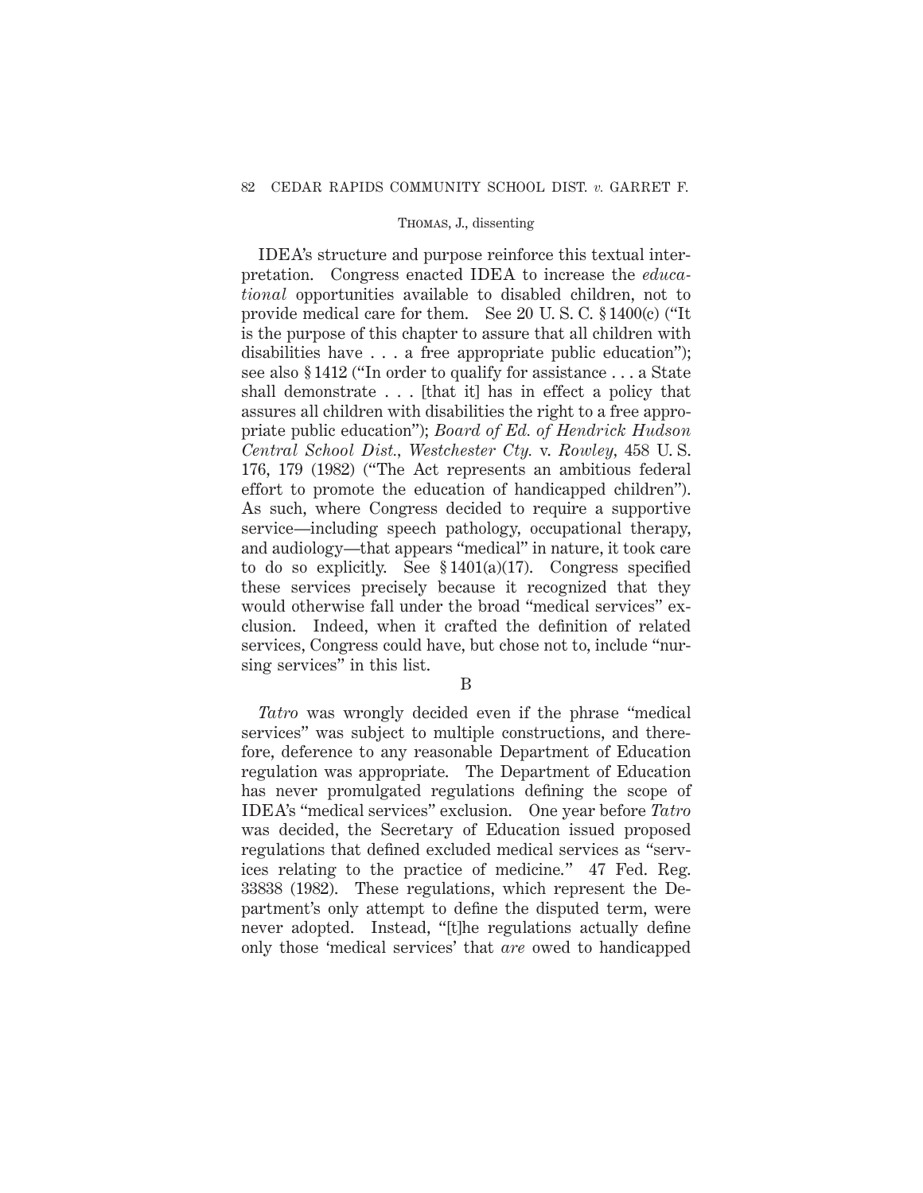IDEA's structure and purpose reinforce this textual interpretation. Congress enacted IDEA to increase the *educational* opportunities available to disabled children, not to provide medical care for them. See 20 U. S. C. § 1400(c) ("It is the purpose of this chapter to assure that all children with disabilities have . . . a free appropriate public education"); see also § 1412 ("In order to qualify for assistance . . . a State shall demonstrate . . . [that it] has in effect a policy that assures all children with disabilities the right to a free appropriate public education"); *Board of Ed. of Hendrick Hudson Central School Dist., Westchester Cty.* v. *Rowley,* 458 U. S. 176, 179 (1982) ("The Act represents an ambitious federal effort to promote the education of handicapped children"). As such, where Congress decided to require a supportive service—including speech pathology, occupational therapy, and audiology—that appears "medical" in nature, it took care to do so explicitly. See § 1401(a)(17). Congress specified these services precisely because it recognized that they would otherwise fall under the broad "medical services" exclusion. Indeed, when it crafted the definition of related services, Congress could have, but chose not to, include "nursing services" in this list.

B

*Tatro* was wrongly decided even if the phrase "medical services" was subject to multiple constructions, and therefore, deference to any reasonable Department of Education regulation was appropriate. The Department of Education has never promulgated regulations defining the scope of IDEA's "medical services" exclusion. One year before *Tatro* was decided, the Secretary of Education issued proposed regulations that defined excluded medical services as "services relating to the practice of medicine." 47 Fed. Reg. 33838 (1982). These regulations, which represent the Department's only attempt to define the disputed term, were never adopted. Instead, "[t]he regulations actually define only those 'medical services' that *are* owed to handicapped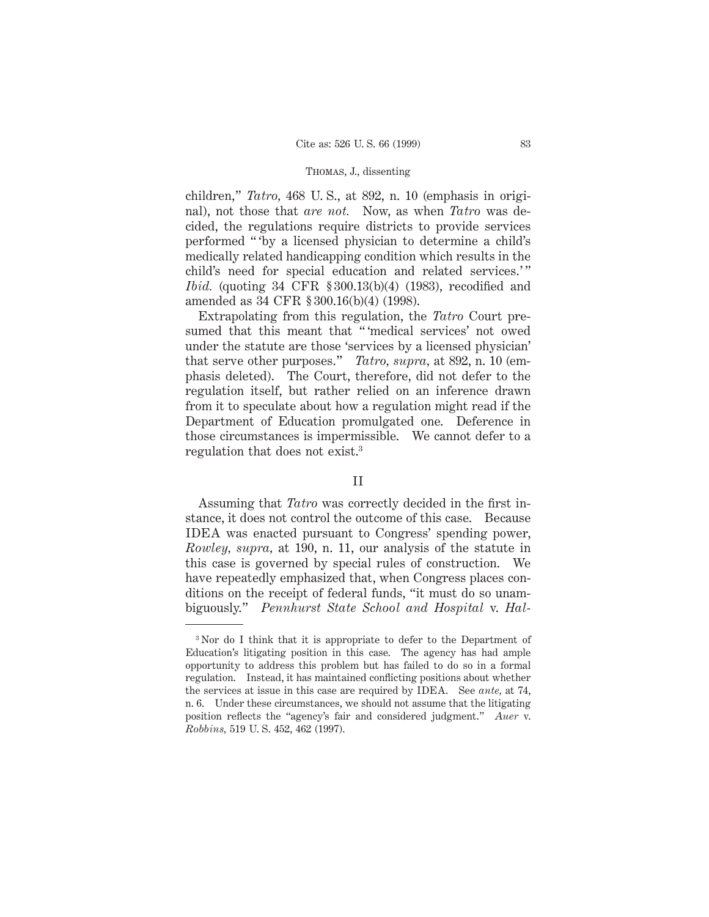children," *Tatro*, 468 U. S., at 892, n. 10 (emphasis in original), not those that *are not.* Now, as when *Tatro* was decided, the regulations require districts to provide services performed " 'by a licensed physician to determine a child's medically related handicapping condition which results in the child's need for special education and related services.' " *Ibid.* (quoting 34 CFR § 300.13(b)(4) (1983), recodified and amended as 34 CFR § 300.16(b)(4) (1998).

Extrapolating from this regulation, the *Tatro* Court presumed that this meant that " 'medical services' not owed under the statute are those 'services by a licensed physician' that serve other purposes." *Tatro, supra,* at 892, n. 10 (emphasis deleted). The Court, therefore, did not defer to the regulation itself, but rather relied on an inference drawn from it to speculate about how a regulation might read if the Department of Education promulgated one. Deference in those circumstances is impermissible. We cannot defer to a regulation that does not exist.[3]

## II

Assuming that *Tatro* was correctly decided in the first instance, it does not control the outcome of this case. Because IDEA was enacted pursuant to Congress' spending power, *Rowley, supra,* at 190, n. 11, our analysis of the statute in this case is governed by special rules of construction. We have repeatedly emphasized that, when Congress places conditions on the receipt of federal funds, "it must do so unambiguously." *Pennhurst State School and Hospital* v. *Hal-*

---

[3] Nor do I think that it is appropriate to defer to the Department of Education's litigating position in this case. The agency has had ample opportunity to address this problem but has failed to do so in a formal regulation. Instead, it has maintained conflicting positions about whether the services at issue in this case are required by IDEA. See *ante,* at 74, n. 6. Under these circumstances, we should not assume that the litigating position reflects the "agency's fair and considered judgment." *Auer* v. *Robbins,* 519 U. S. 452, 462 (1997).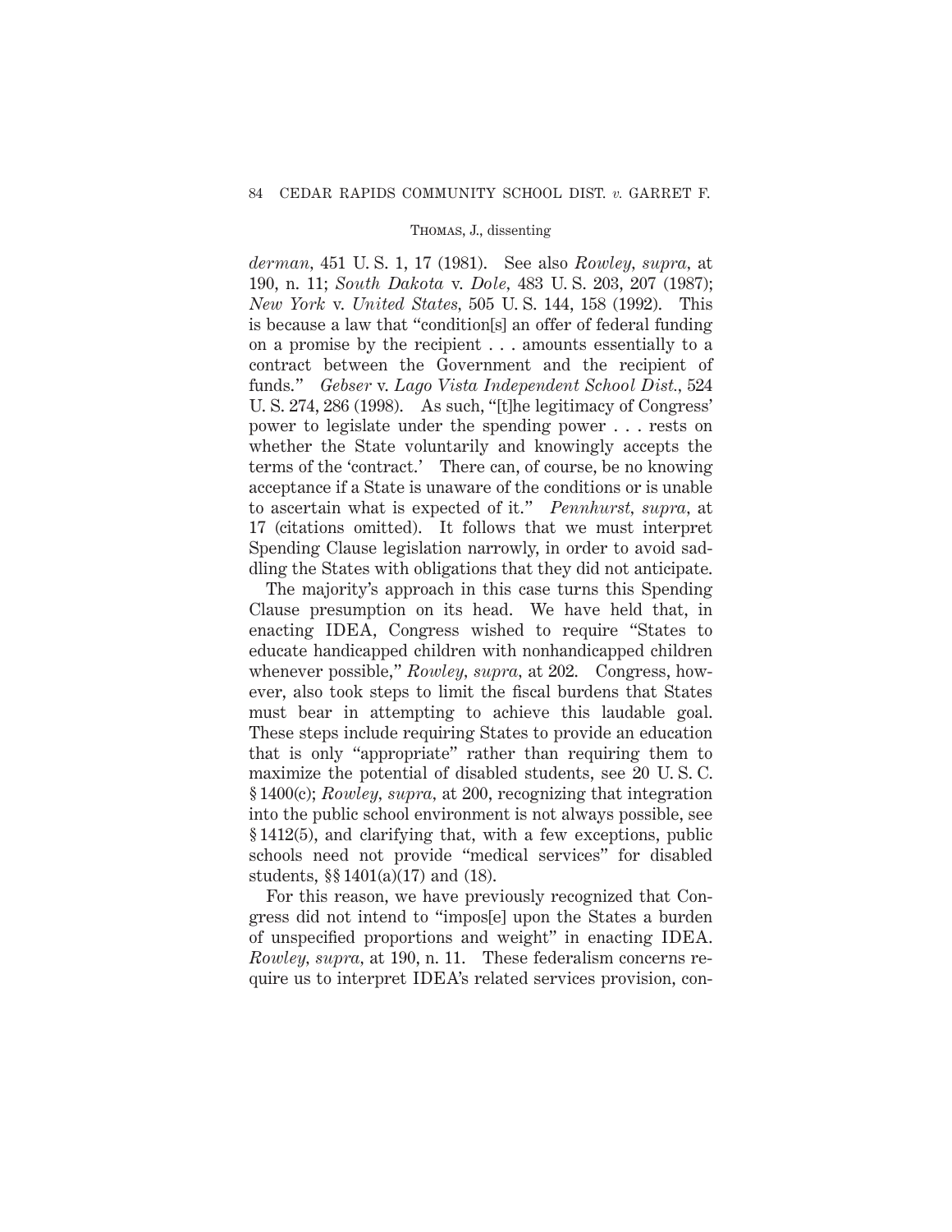*derman*, 451 U. S. 1, 17 (1981). See also *Rowley, supra*, at 190, n. 11; *South Dakota* v. *Dole*, 483 U. S. 203, 207 (1987); *New York* v. *United States*, 505 U. S. 144, 158 (1992). This is because a law that "condition[s] an offer of federal funding on a promise by the recipient . . . amounts essentially to a contract between the Government and the recipient of funds." *Gebser* v. *Lago Vista Independent School Dist.*, 524 U. S. 274, 286 (1998). As such, "[t]he legitimacy of Congress' power to legislate under the spending power . . . rests on whether the State voluntarily and knowingly accepts the terms of the 'contract.' There can, of course, be no knowing acceptance if a State is unaware of the conditions or is unable to ascertain what is expected of it." *Pennhurst, supra*, at 17 (citations omitted). It follows that we must interpret Spending Clause legislation narrowly, in order to avoid saddling the States with obligations that they did not anticipate.

The majority's approach in this case turns this Spending Clause presumption on its head. We have held that, in enacting IDEA, Congress wished to require "States to educate handicapped children with nonhandicapped children whenever possible," *Rowley, supra*, at 202. Congress, however, also took steps to limit the fiscal burdens that States must bear in attempting to achieve this laudable goal. These steps include requiring States to provide an education that is only "appropriate" rather than requiring them to maximize the potential of disabled students, see 20 U. S. C. § 1400(c); *Rowley, supra*, at 200, recognizing that integration into the public school environment is not always possible, see § 1412(5), and clarifying that, with a few exceptions, public schools need not provide "medical services" for disabled students, §§ 1401(a)(17) and (18).

For this reason, we have previously recognized that Congress did not intend to "impos[e] upon the States a burden of unspecified proportions and weight" in enacting IDEA. *Rowley, supra*, at 190, n. 11. These federalism concerns require us to interpret IDEA's related services provision, con-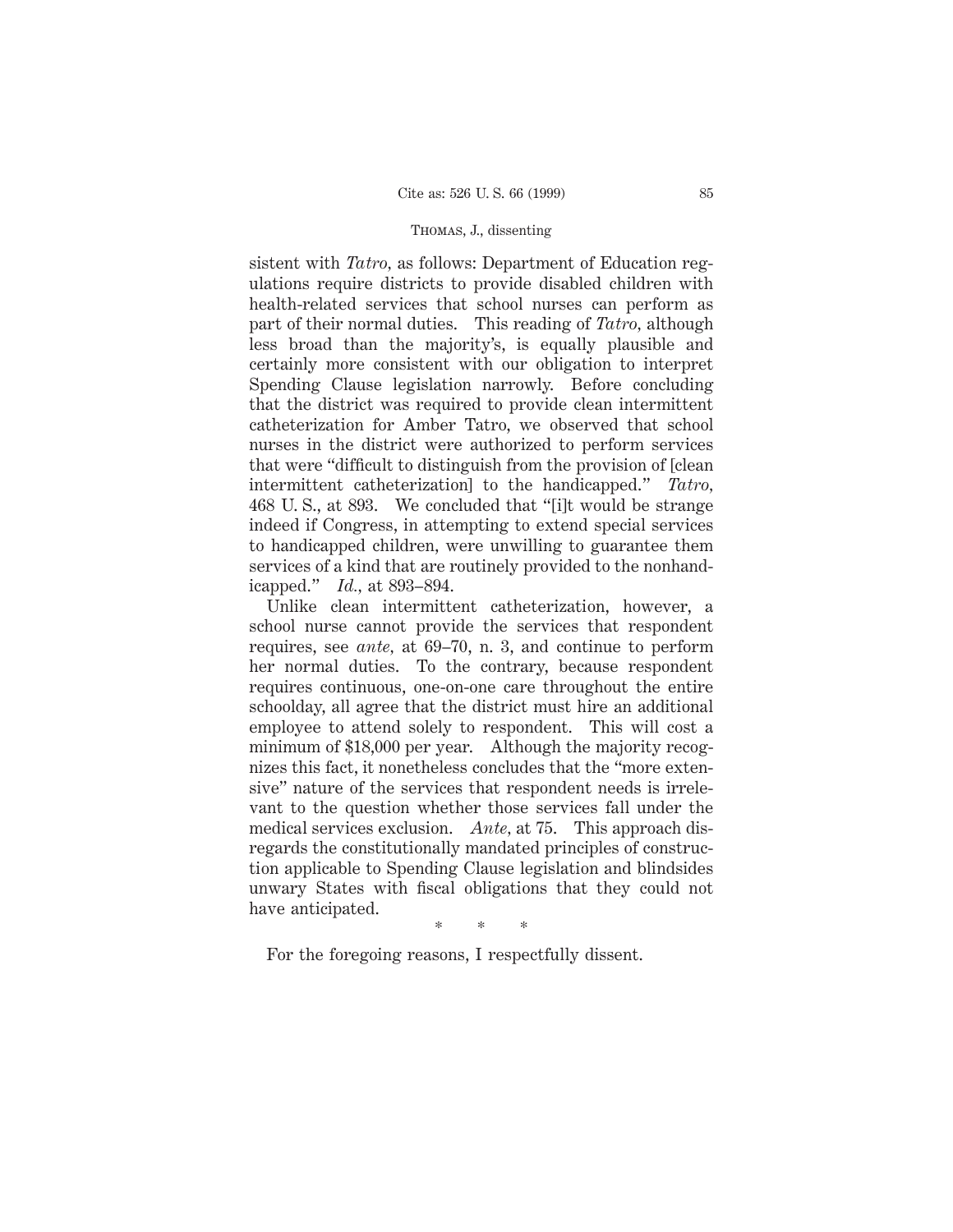sistent with *Tatro*, as follows: Department of Education regulations require districts to provide disabled children with health-related services that school nurses can perform as part of their normal duties. This reading of *Tatro*, although less broad than the majority's, is equally plausible and certainly more consistent with our obligation to interpret Spending Clause legislation narrowly. Before concluding that the district was required to provide clean intermittent catheterization for Amber Tatro, we observed that school nurses in the district were authorized to perform services that were "difficult to distinguish from the provision of [clean intermittent catheterization] to the handicapped." *Tatro*, 468 U. S., at 893. We concluded that "[i]t would be strange indeed if Congress, in attempting to extend special services to handicapped children, were unwilling to guarantee them services of a kind that are routinely provided to the nonhandicapped." *Id.*, at 893–894.

Unlike clean intermittent catheterization, however, a school nurse cannot provide the services that respondent requires, see *ante*, at 69–70, n. 3, and continue to perform her normal duties. To the contrary, because respondent requires continuous, one-on-one care throughout the entire schoolday, all agree that the district must hire an additional employee to attend solely to respondent. This will cost a minimum of $18,000 per year. Although the majority recognizes this fact, it nonetheless concludes that the "more extensive" nature of the services that respondent needs is irrelevant to the question whether those services fall under the medical services exclusion. *Ante*, at 75. This approach disregards the constitutionally mandated principles of construction applicable to Spending Clause legislation and blindsides unwary States with fiscal obligations that they could not have anticipated.

\* \* \*

For the foregoing reasons, I respectfully dissent.